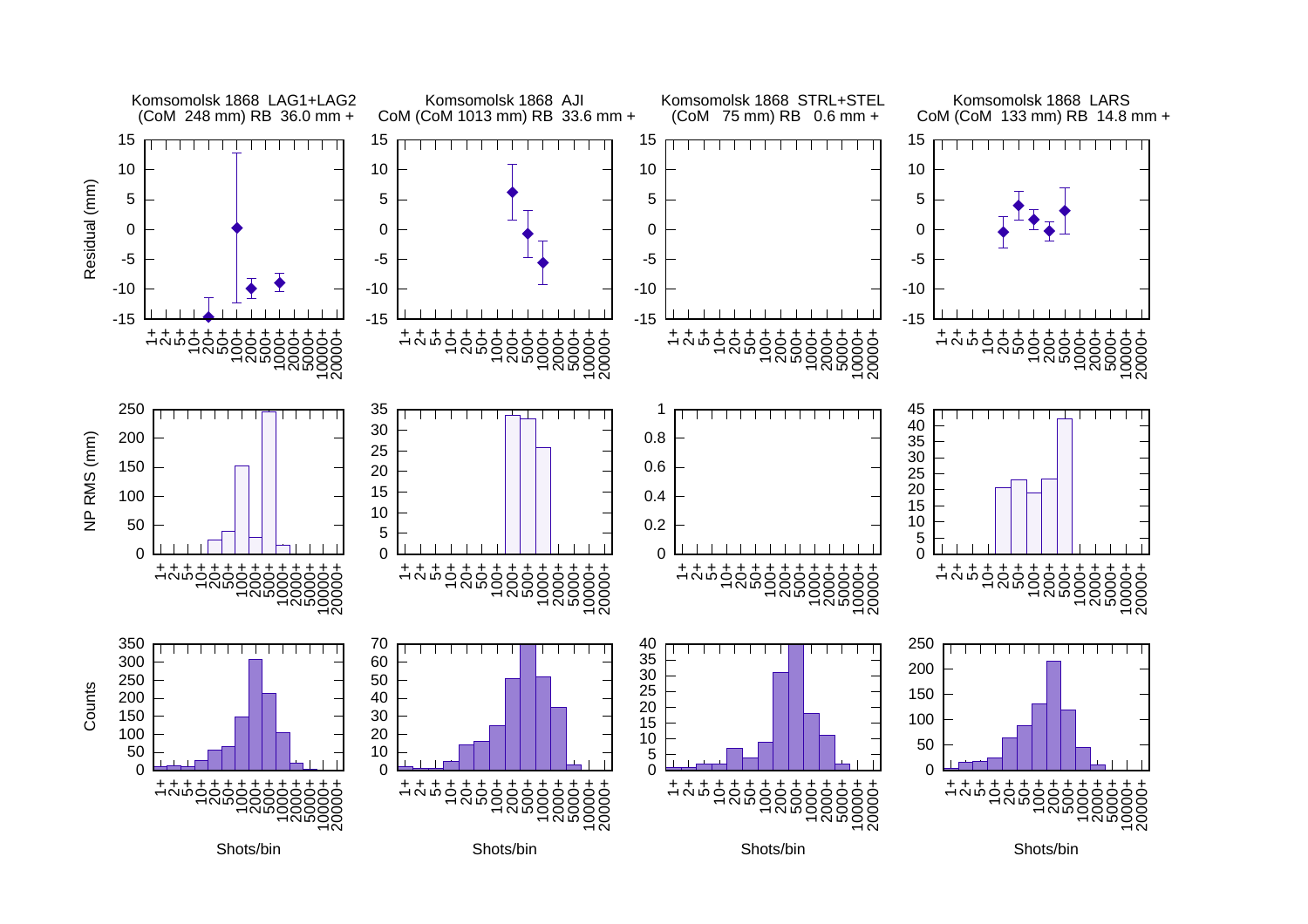Komsomolsk 1868 LAG1+LAG2
(CoM 248 mm) RB 36.0 mm +

Komsomolsk 1868 AJI
CoM (CoM 1013 mm) RB 33.6 mm +

Komsomolsk 1868 STRL+STEL
(CoM 75 mm) RB 0.6 mm +

Komsomolsk 1868 LARS
CoM (CoM 133 mm) RB 14.8 mm +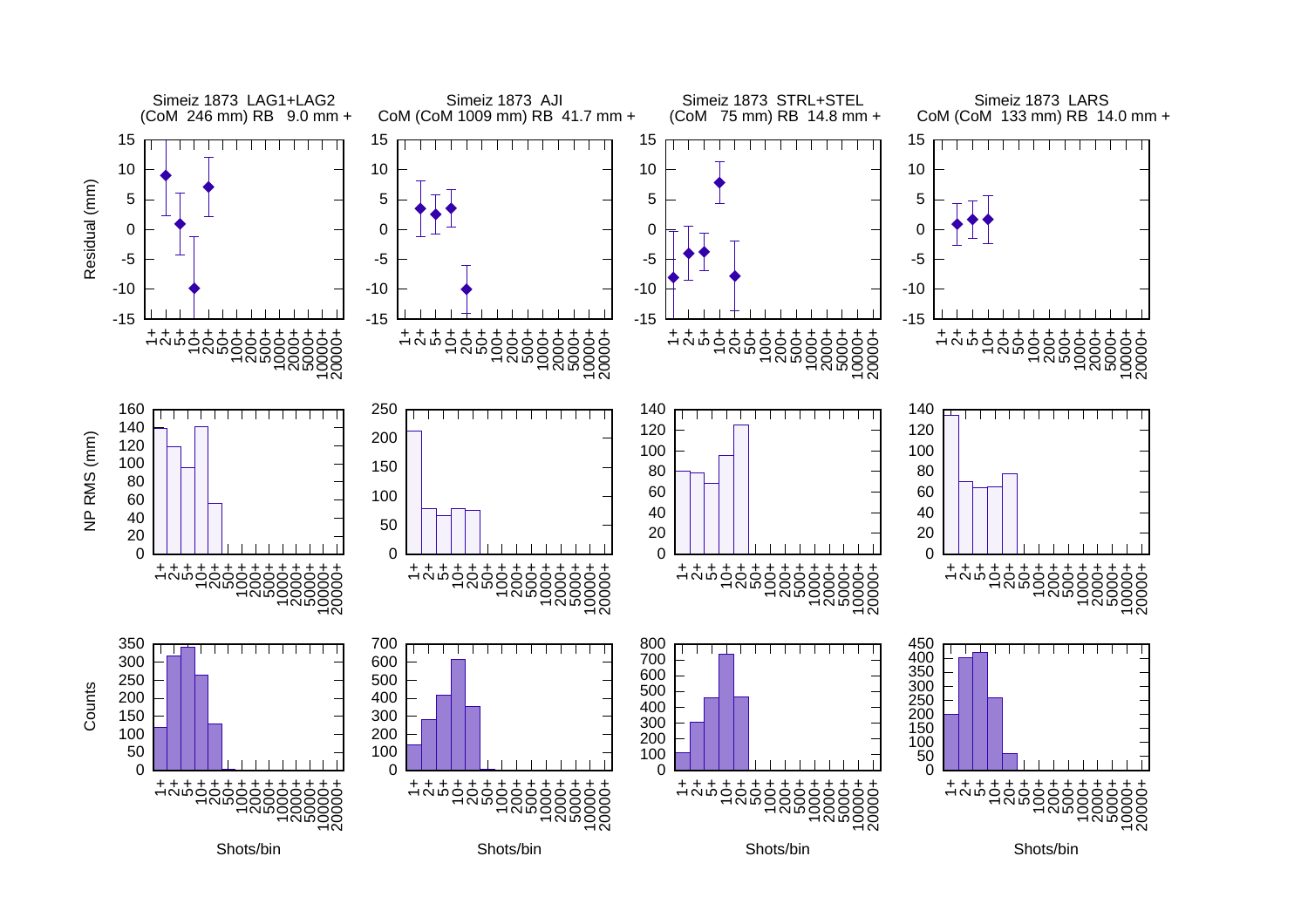Simeiz 1873 LAG1+LAG2
(CoM 246 mm) RB 9.0 mm +

Simeiz 1873 AJI
CoM (CoM 1009 mm) RB 41.7 mm +

Simeiz 1873 STRL+STEL
(CoM 75 mm) RB 14.8 mm +

Simeiz 1873 LARS
CoM (CoM 133 mm) RB 14.0 mm +

Residual (mm)

NP RMS (mm)

Counts

Shots/bin

Shots/bin

Shots/bin

Shots/bin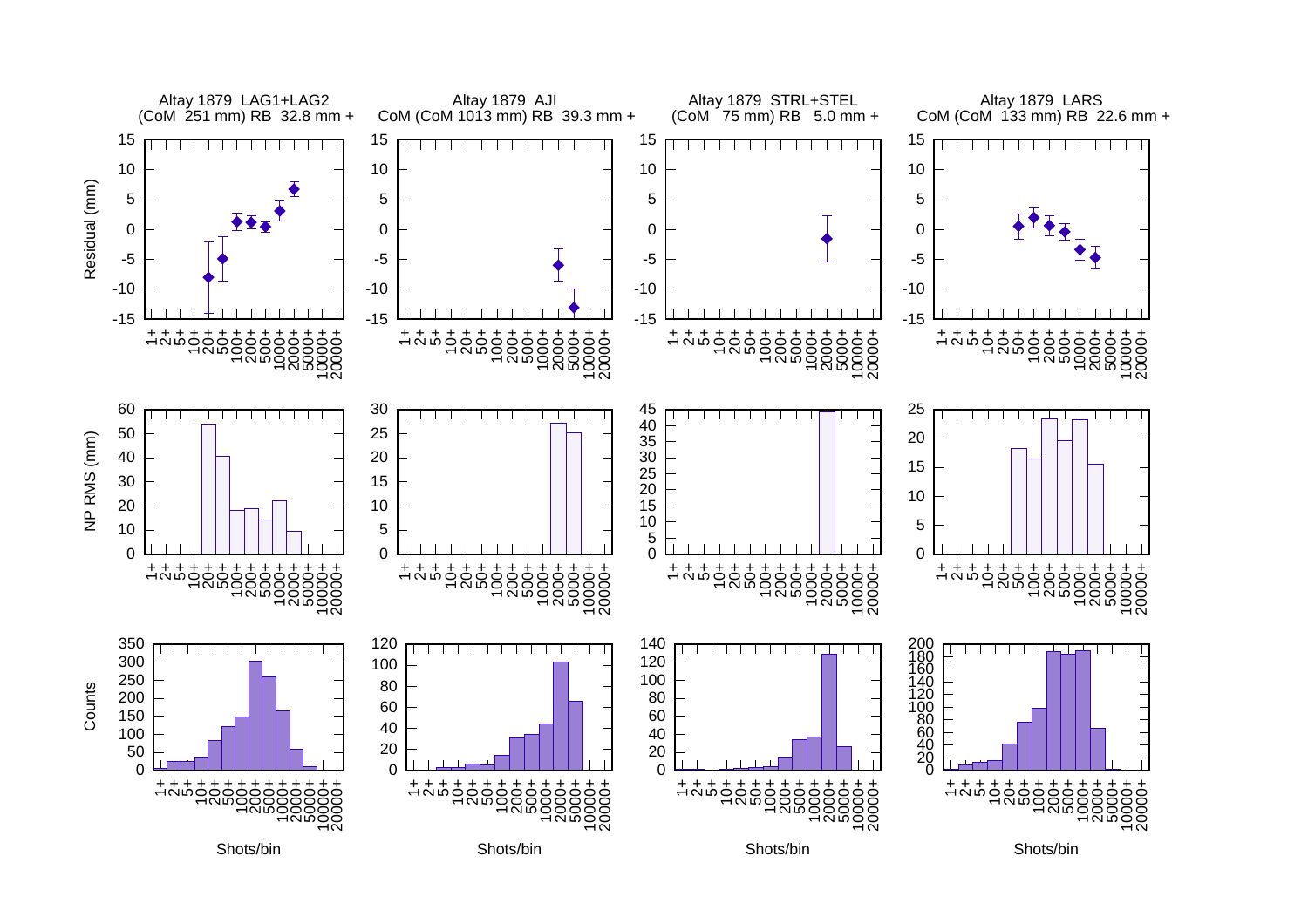Altay 1879 LAG1+LAG2
(CoM 251 mm) RB 32.8 mm +

Altay 1879 AJI
CoM (CoM 1013 mm) RB 39.3 mm +

Altay 1879 STRL+STEL
(CoM 75 mm) RB 5.0 mm +

Altay 1879 LARS
CoM (CoM 133 mm) RB 22.6 mm +

Residual (mm)

NP RMS (mm)

Counts

Shots/bin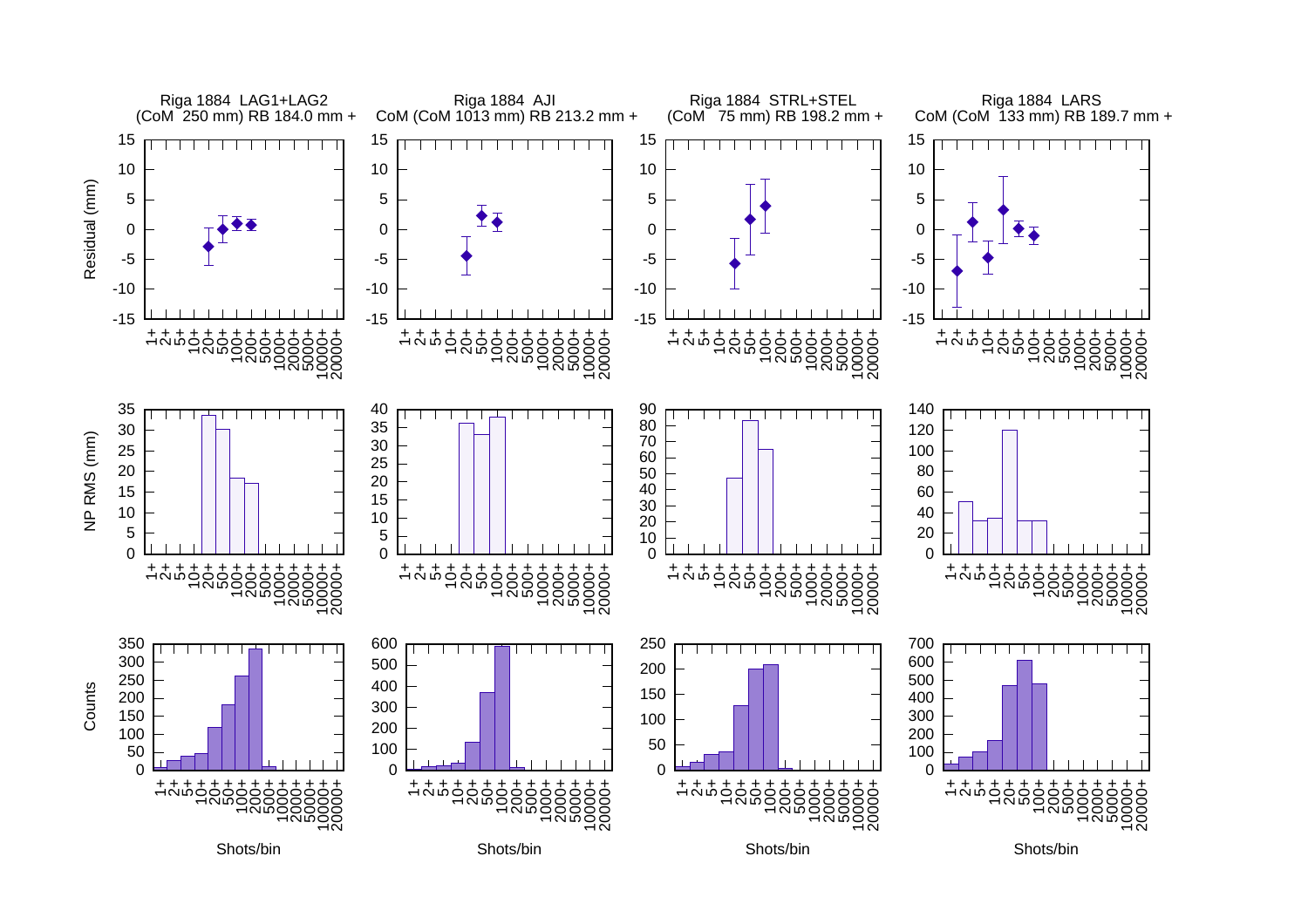Riga 1884 LAG1+LAG2
(CoM 250 mm) RB 184.0 mm +

Riga 1884 AJI
CoM (CoM 1013 mm) RB 213.2 mm +

Riga 1884 STRL+STEL
(CoM 75 mm) RB 198.2 mm +

Riga 1884 LARS
CoM (CoM 133 mm) RB 189.7 mm +

Residual (mm)

NP RMS (mm)

Counts

Shots/bin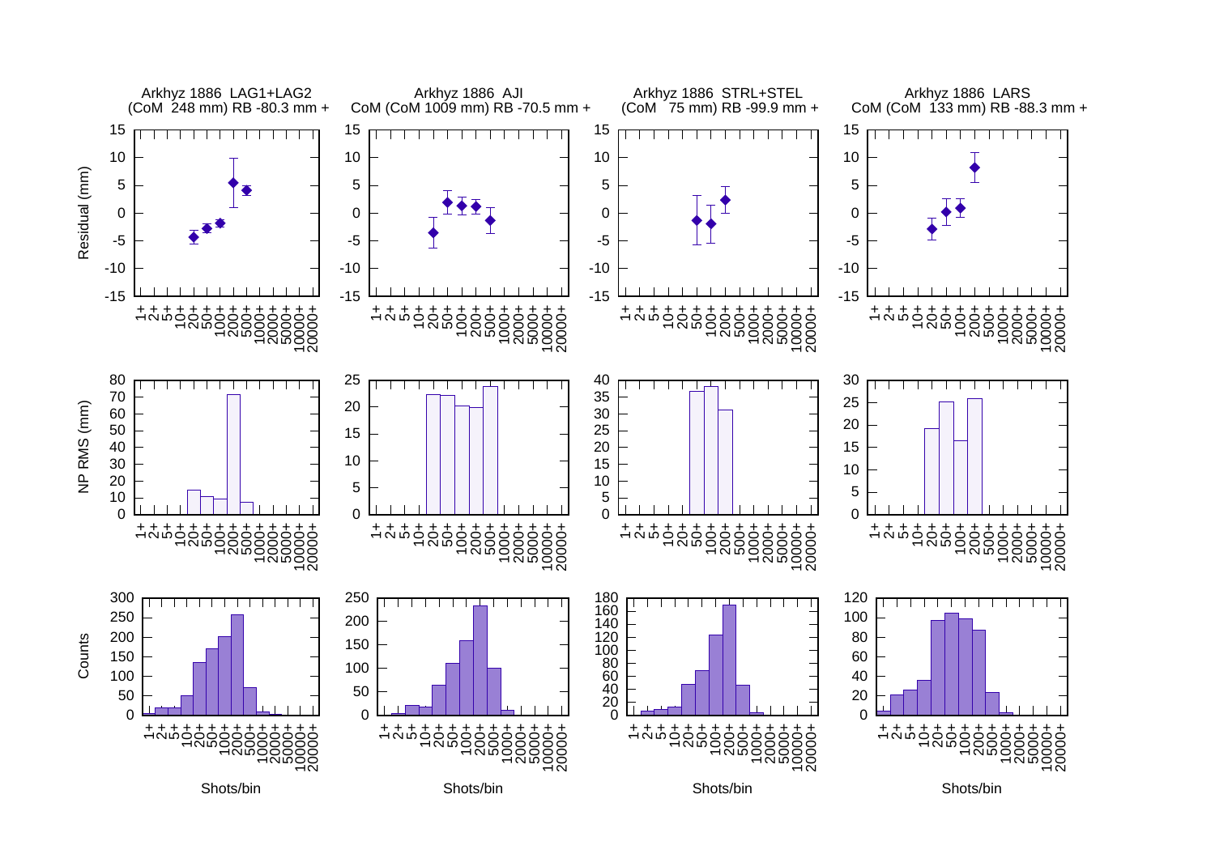Arkhyz 1886 LAG1+LAG2
(CoM 248 mm) RB -80.3 mm +

Arkhyz 1886 AJI
CoM (CoM 1009 mm) RB -70.5 mm +

Arkhyz 1886 STRL+STEL
(CoM 75 mm) RB -99.9 mm +

Arkhyz 1886 LARS
CoM (CoM 133 mm) RB -88.3 mm +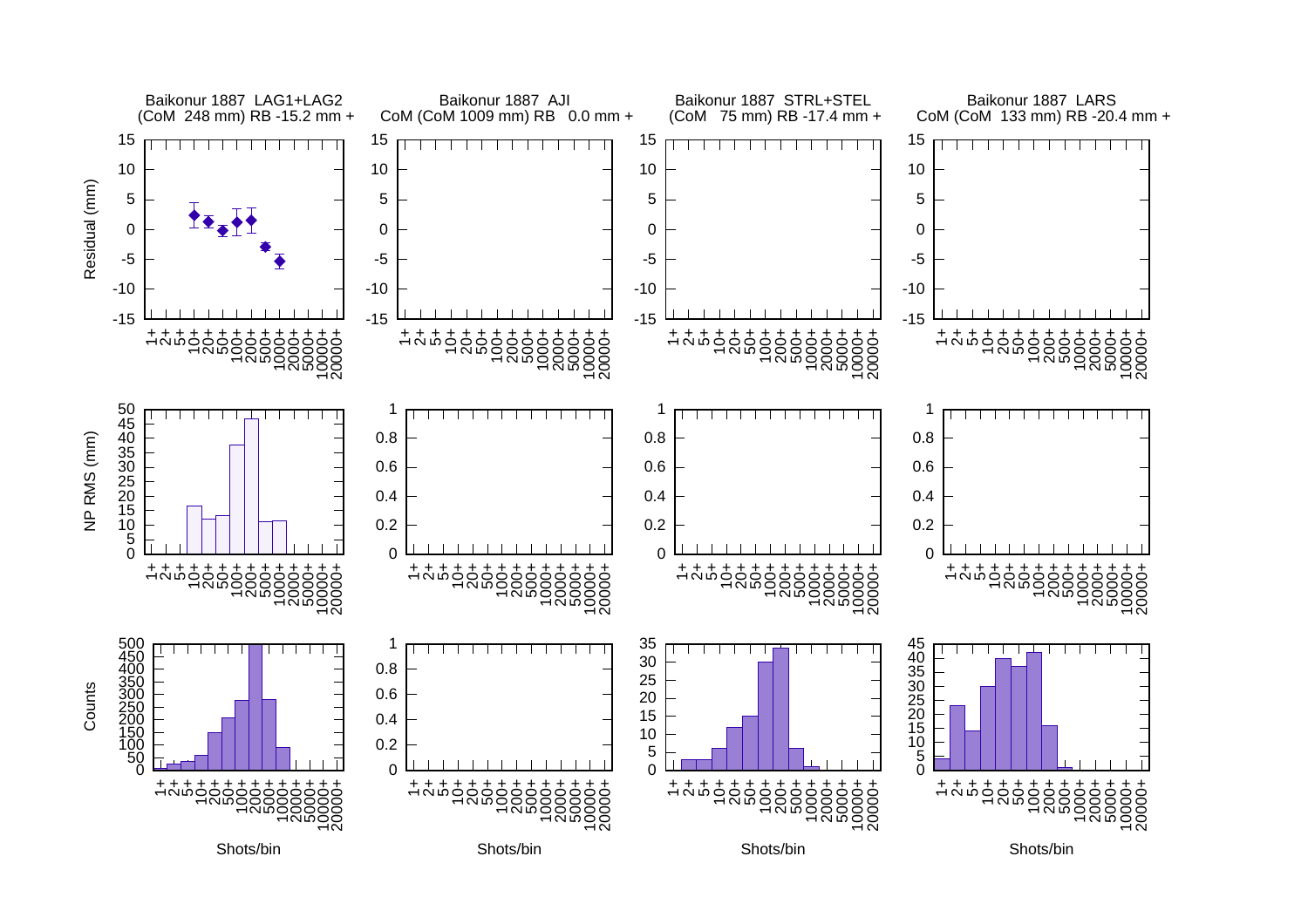Baikonur 1887 LAG1+LAG2
(CoM 248 mm) RB -15.2 mm +

Baikonur 1887 AJI
CoM (CoM 1009 mm) RB 0.0 mm +

Baikonur 1887 STRL+STEL
(CoM 75 mm) RB -17.4 mm +

Baikonur 1887 LARS
CoM (CoM 133 mm) RB -20.4 mm +

Residual (mm)

NP RMS (mm)

Counts

Shots/bin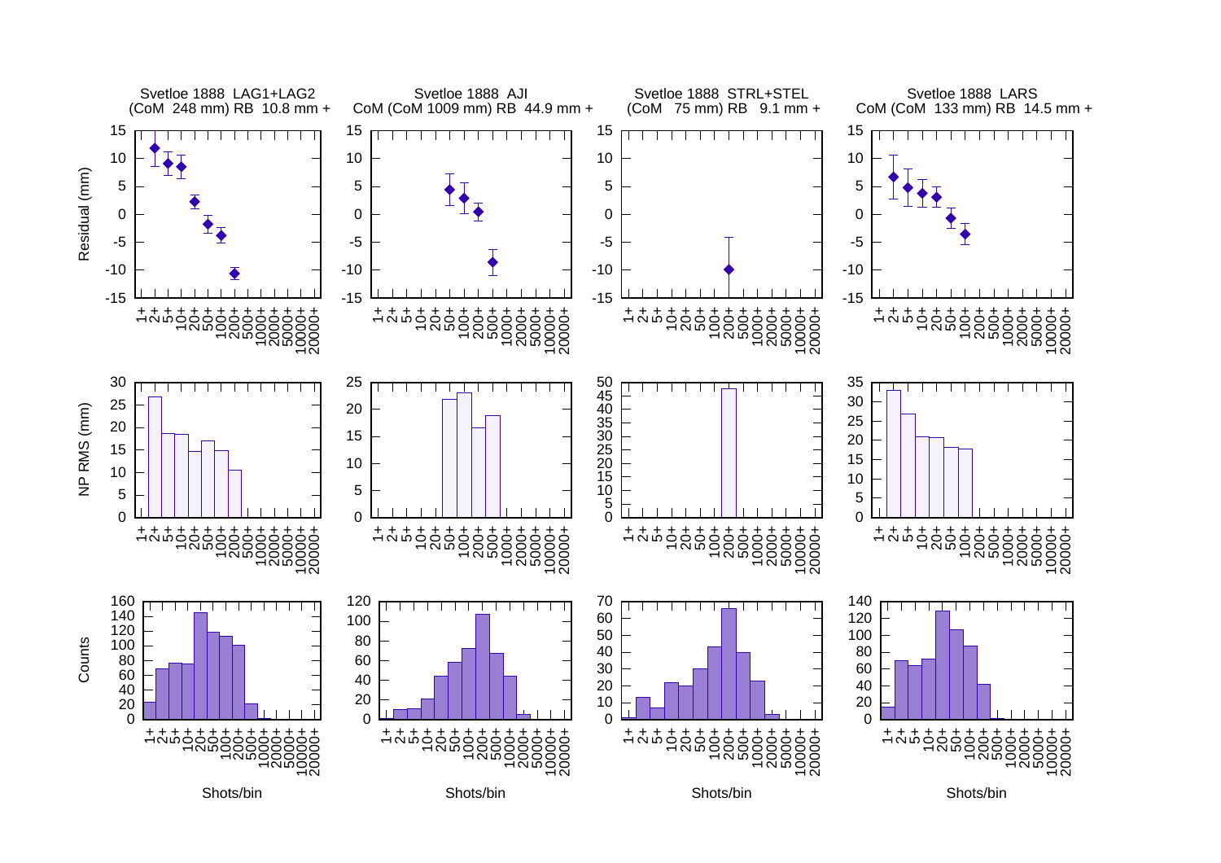Svetloe 1888 LAG1+LAG2
(CoM 248 mm) RB 10.8 mm +

Svetloe 1888 AJI
CoM (CoM 1009 mm) RB 44.9 mm +

Svetloe 1888 STRL+STEL
(CoM 75 mm) RB 9.1 mm +

Svetloe 1888 LARS
CoM (CoM 133 mm) RB 14.5 mm +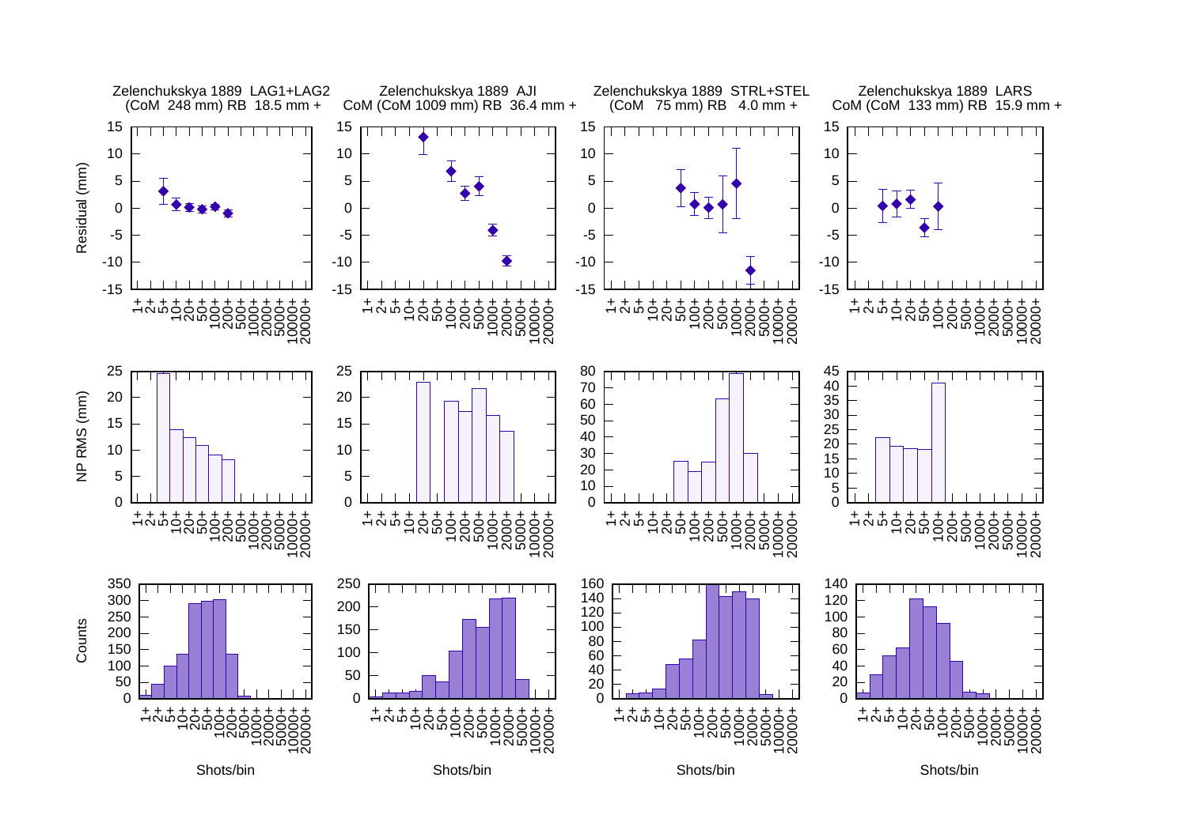Zelenchukskya 1889 LAG1+LAG2
(CoM 248 mm) RB 18.5 mm +

Zelenchukskya 1889 AJI
CoM (CoM 1009 mm) RB 36.4 mm +

Zelenchukskya 1889 STRL+STEL
(CoM 75 mm) RB 4.0 mm +

Zelenchukskya 1889 LARS
CoM (CoM 133 mm) RB 15.9 mm +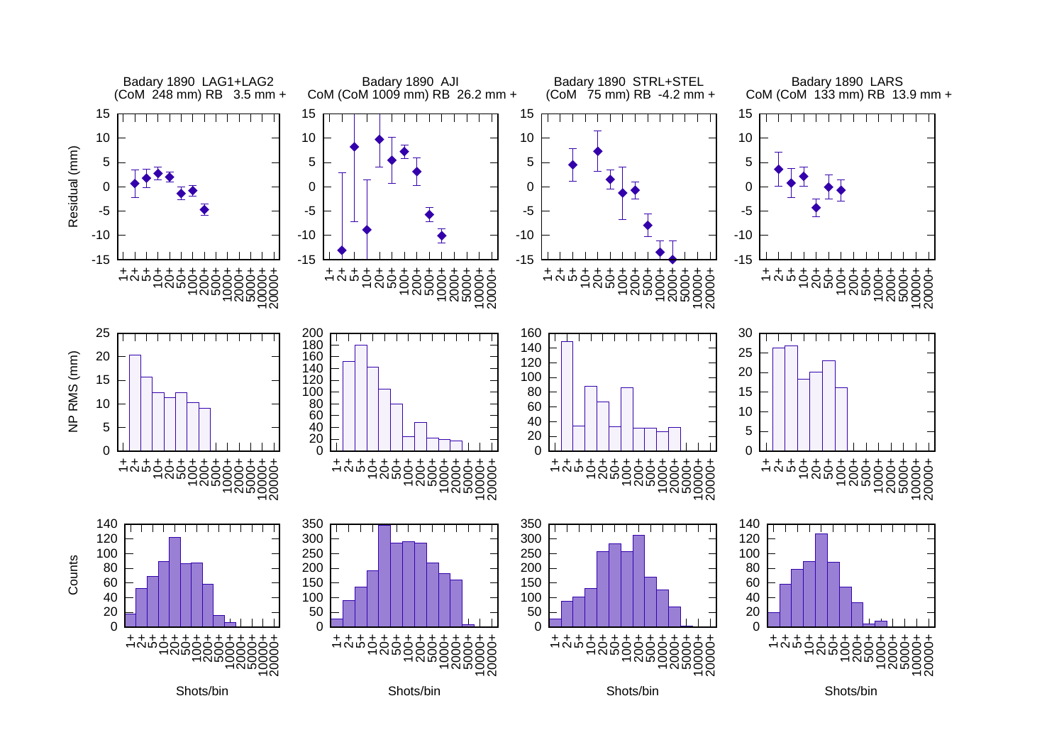Badary 1890 LAG1+LAG2
(CoM 248 mm) RB 3.5 mm +

Badary 1890 AJI
CoM (CoM 1009 mm) RB 26.2 mm +

Badary 1890 STRL+STEL
(CoM 75 mm) RB -4.2 mm +

Badary 1890 LARS
CoM (CoM 133 mm) RB 13.9 mm +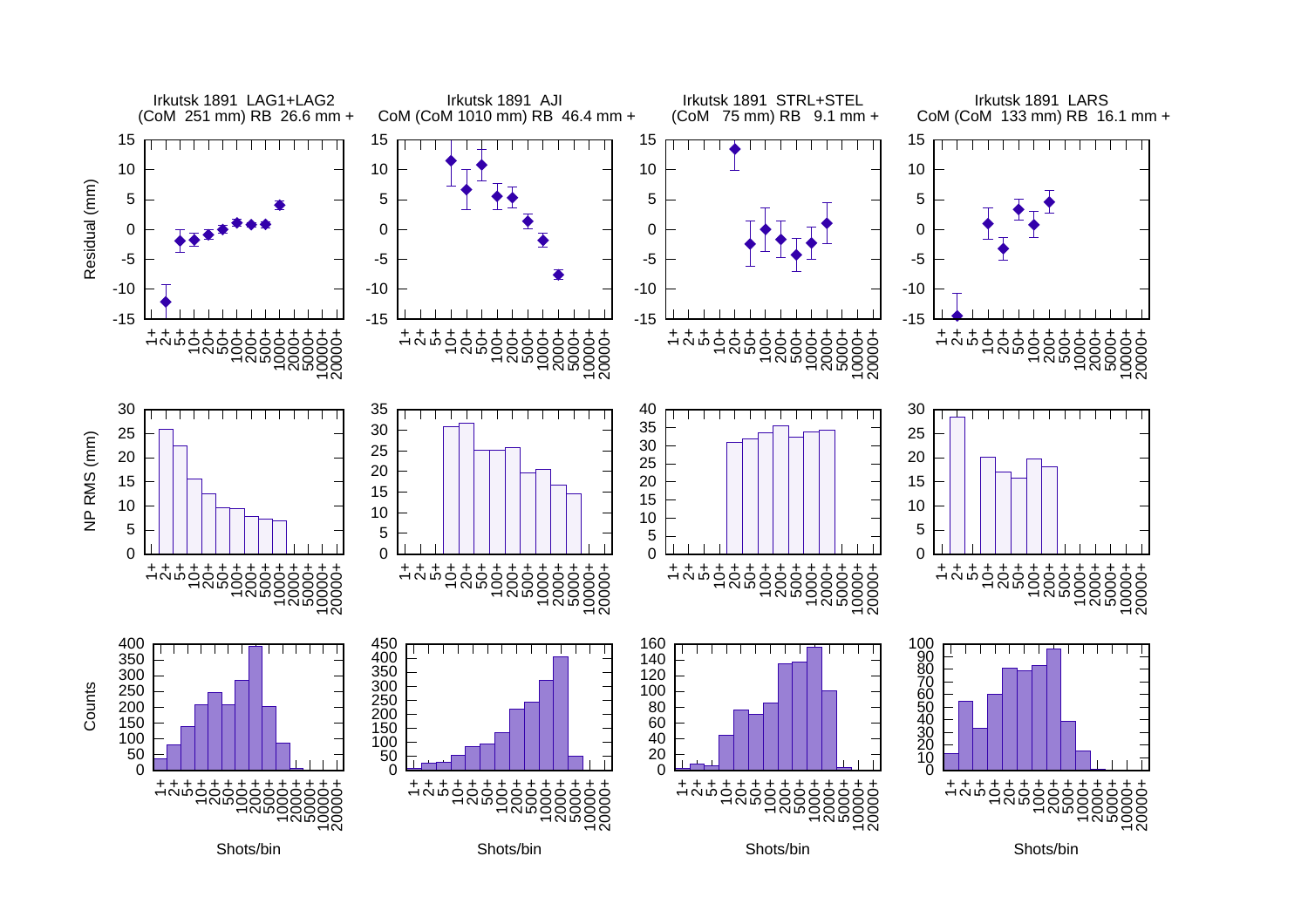Irkutsk 1891 LAG1+LAG2
(CoM 251 mm) RB 26.6 mm +

Irkutsk 1891 AJI
CoM (CoM 1010 mm) RB 46.4 mm +

Irkutsk 1891 STRL+STEL
(CoM 75 mm) RB 9.1 mm +

Irkutsk 1891 LARS
CoM (CoM 133 mm) RB 16.1 mm +

Residual (mm)

NP RMS (mm)

Counts

Shots/bin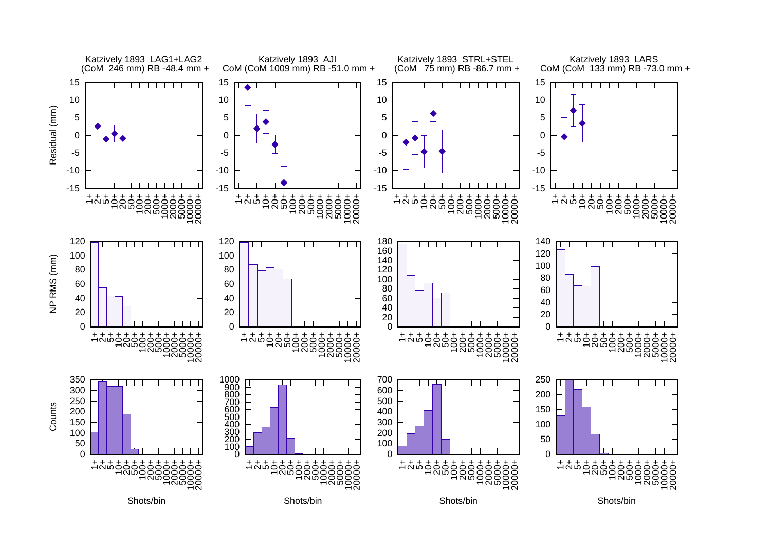Katzively 1893 LAG1+LAG2
(CoM 246 mm) RB -48.4 mm +

Katzively 1893 AJI
CoM (CoM 1009 mm) RB -51.0 mm +

Katzively 1893 STRL+STEL
(CoM 75 mm) RB -86.7 mm +

Katzively 1893 LARS
CoM (CoM 133 mm) RB -73.0 mm +

Residual (mm)

NP RMS (mm)

Counts

Shots/bin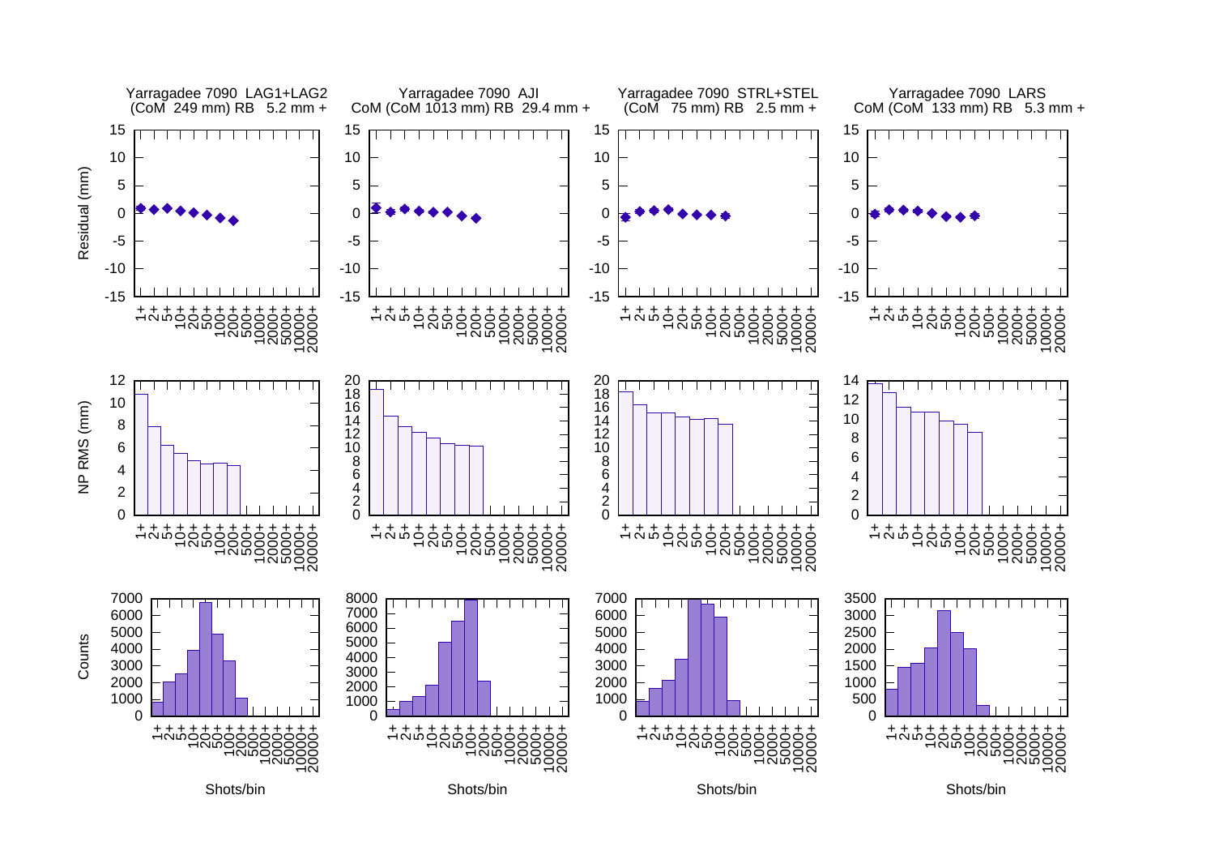Yarragadee 7090 LAG1+LAG2
(CoM 249 mm) RB 5.2 mm +

Yarragadee 7090 AJI
CoM (CoM 1013 mm) RB 29.4 mm +

Yarragadee 7090 STRL+STEL
(CoM 75 mm) RB 2.5 mm +

Yarragadee 7090 LARS
CoM (CoM 133 mm) RB 5.3 mm +

Residual (mm)

NP RMS (mm)

Counts

Shots/bin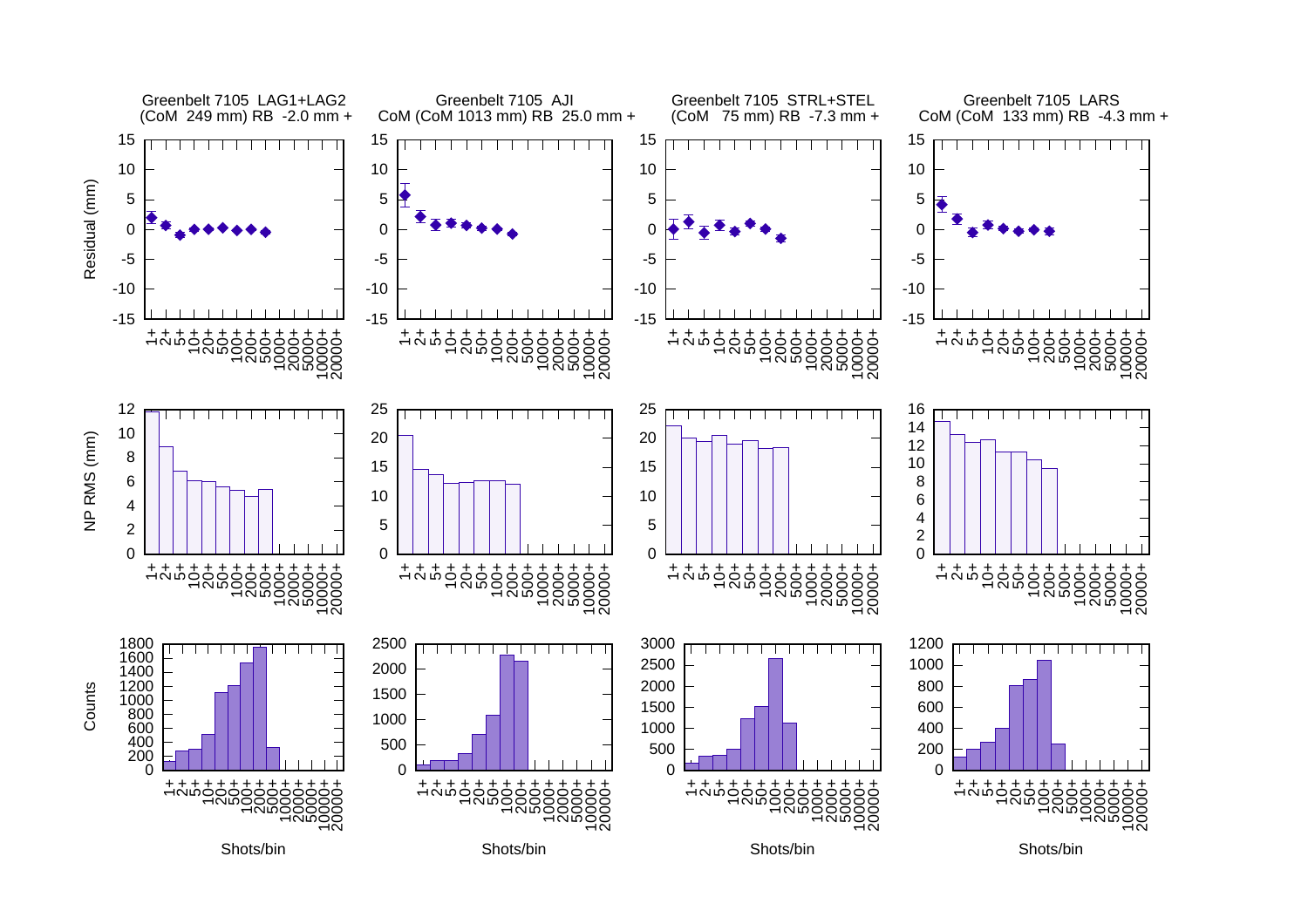Greenbelt 7105 LAG1+LAG2
(CoM 249 mm) RB -2.0 mm +

Greenbelt 7105 AJI
CoM (CoM 1013 mm) RB 25.0 mm +

Greenbelt 7105 STRL+STEL
(CoM 75 mm) RB -7.3 mm +

Greenbelt 7105 LARS
CoM (CoM 133 mm) RB -4.3 mm +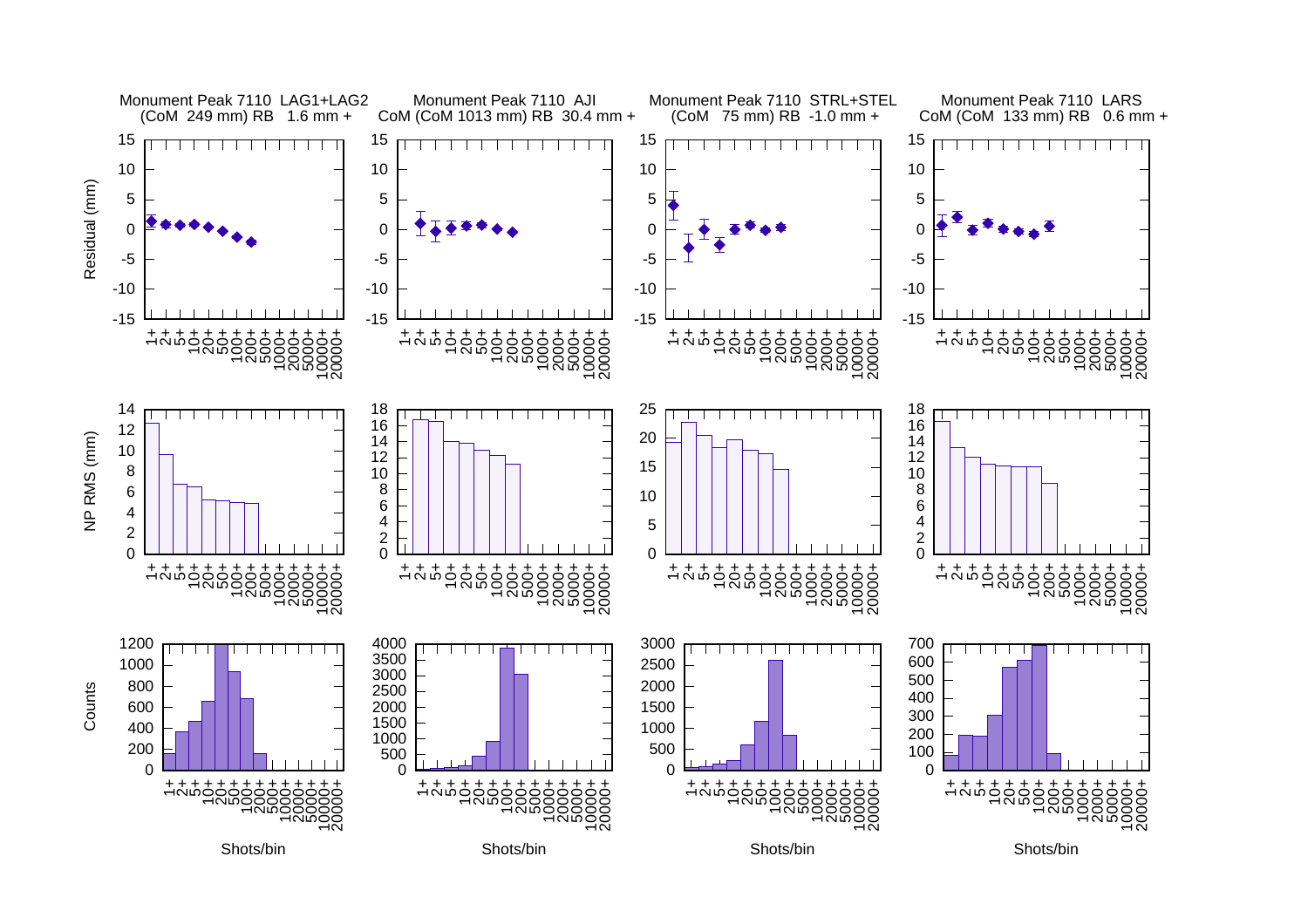Monument Peak 7110 LAG1+LAG2
(CoM 249 mm) RB 1.6 mm +

Monument Peak 7110 AJI
CoM (CoM 1013 mm) RB 30.4 mm +

Monument Peak 7110 STRL+STEL
(CoM 75 mm) RB -1.0 mm +

Monument Peak 7110 LARS
CoM (CoM 133 mm) RB 0.6 mm +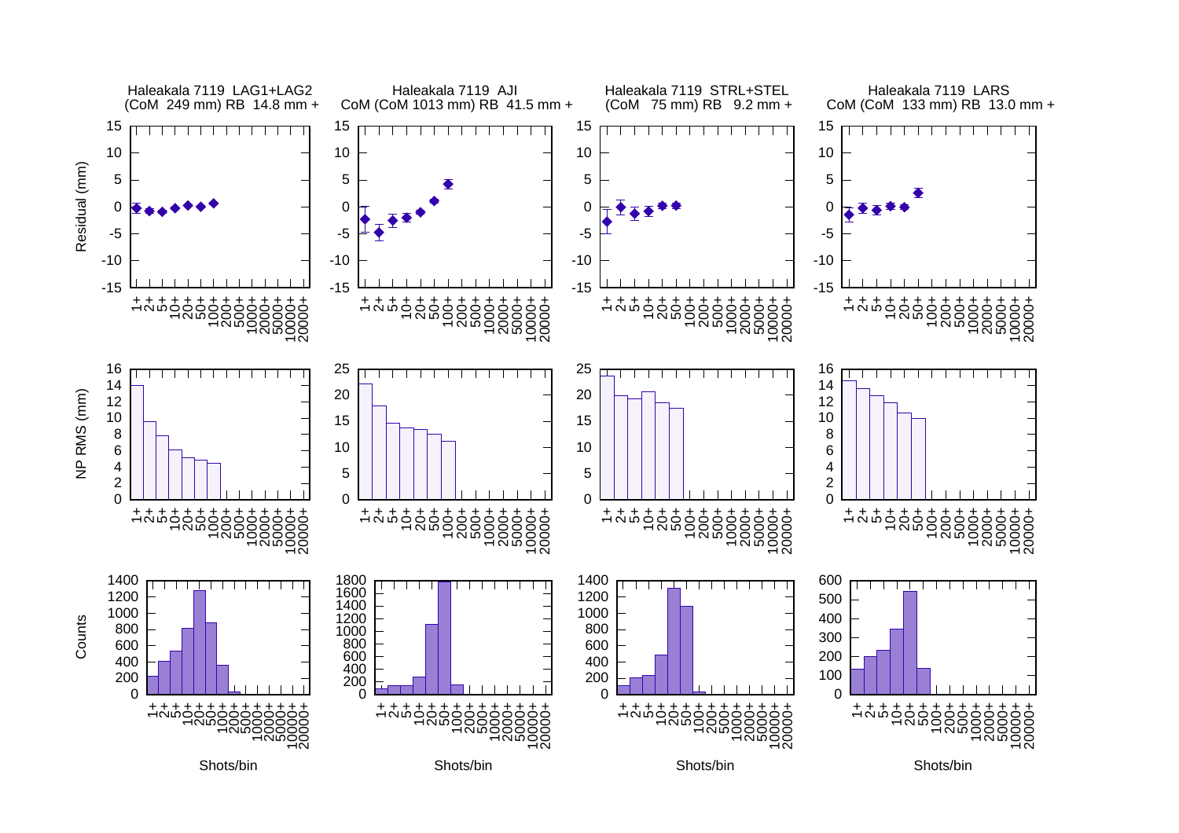Haleakala 7119 LAG1+LAG2
(CoM 249 mm) RB 14.8 mm +

Haleakala 7119 AJI
CoM (CoM 1013 mm) RB 41.5 mm +

Haleakala 7119 STRL+STEL
(CoM 75 mm) RB 9.2 mm +

Haleakala 7119 LARS
CoM (CoM 133 mm) RB 13.0 mm +

Residual (mm)

NP RMS (mm)

Counts

Shots/bin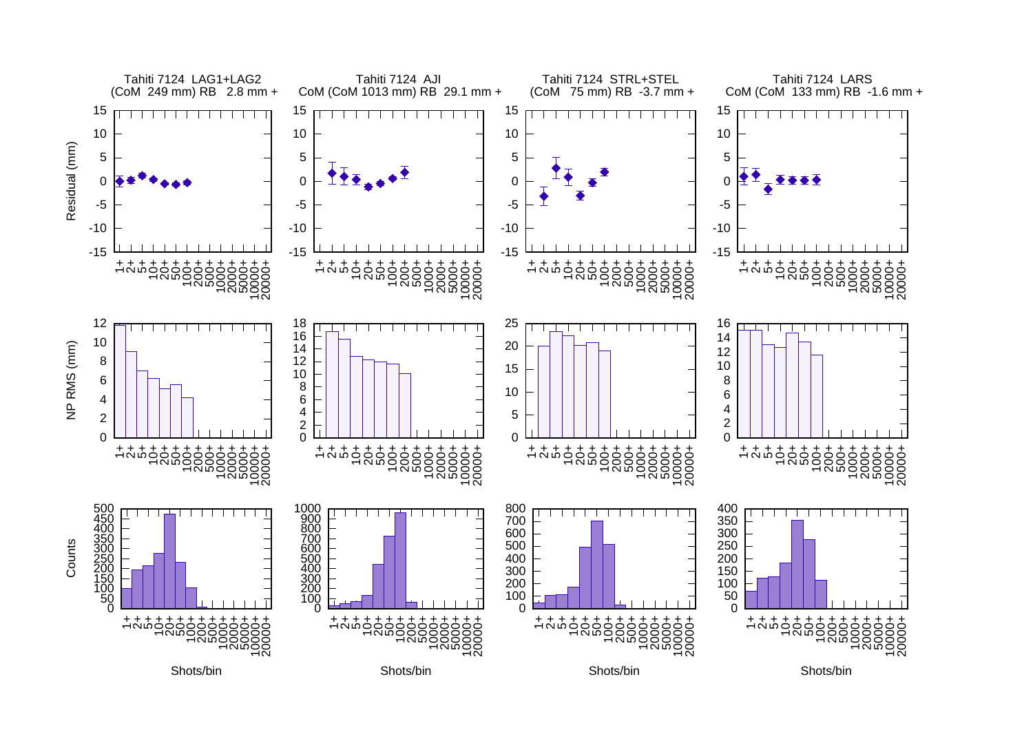Tahiti 7124 LAG1+LAG2
(CoM 249 mm) RB 2.8 mm +

Tahiti 7124 AJI
CoM (CoM 1013 mm) RB 29.1 mm +

Tahiti 7124 STRL+STEL
(CoM 75 mm) RB -3.7 mm +

Tahiti 7124 LARS
CoM (CoM 133 mm) RB -1.6 mm +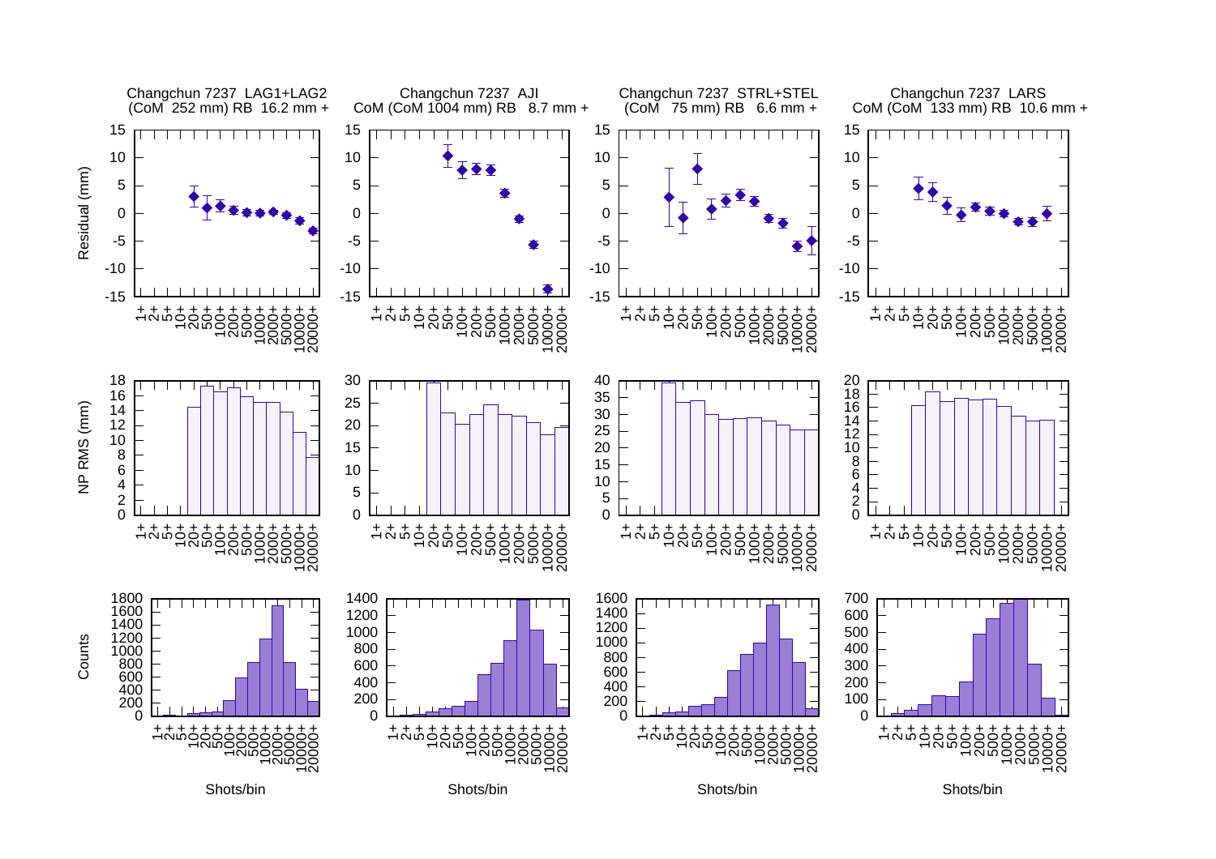Changchun 7237 LAG1+LAG2
(CoM 252 mm) RB 16.2 mm +

Changchun 7237 AJI
CoM (CoM 1004 mm) RB 8.7 mm +

Changchun 7237 STRL+STEL
(CoM 75 mm) RB 6.6 mm +

Changchun 7237 LARS
CoM (CoM 133 mm) RB 10.6 mm +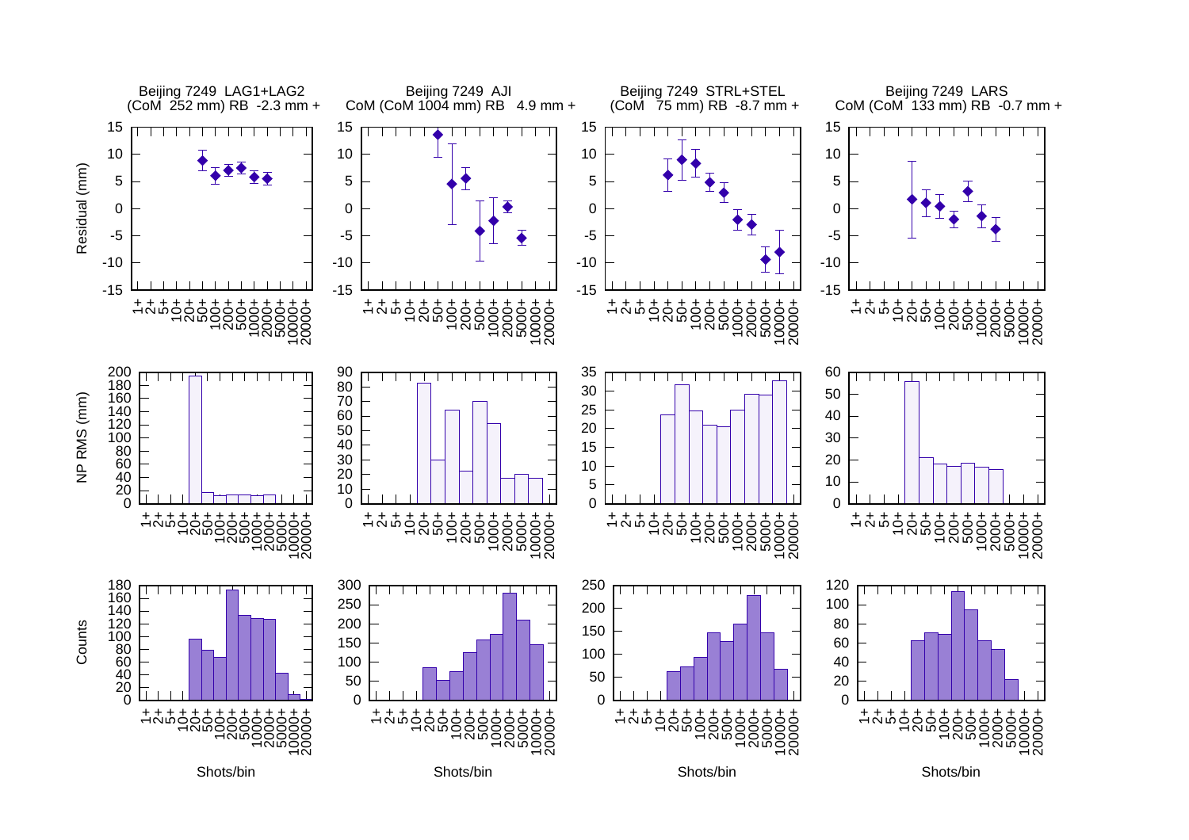Beijing 7249 LAG1+LAG2
(CoM 252 mm) RB -2.3 mm +

Beijing 7249 AJI
CoM (CoM 1004 mm) RB 4.9 mm +

Beijing 7249 STRL+STEL
(CoM 75 mm) RB -8.7 mm +

Beijing 7249 LARS
CoM (CoM 133 mm) RB -0.7 mm +

Residual (mm)

NP RMS (mm)

Counts

Shots/bin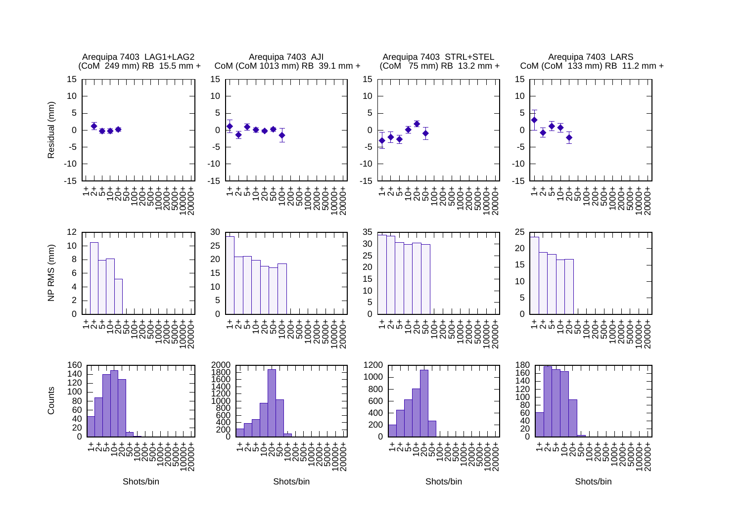Arequipa 7403 LAG1+LAG2
(CoM 249 mm) RB 15.5 mm +

Arequipa 7403 AJI
CoM (CoM 1013 mm) RB 39.1 mm +

Arequipa 7403 STRL+STEL
(CoM 75 mm) RB 13.2 mm +

Arequipa 7403 LARS
CoM (CoM 133 mm) RB 11.2 mm +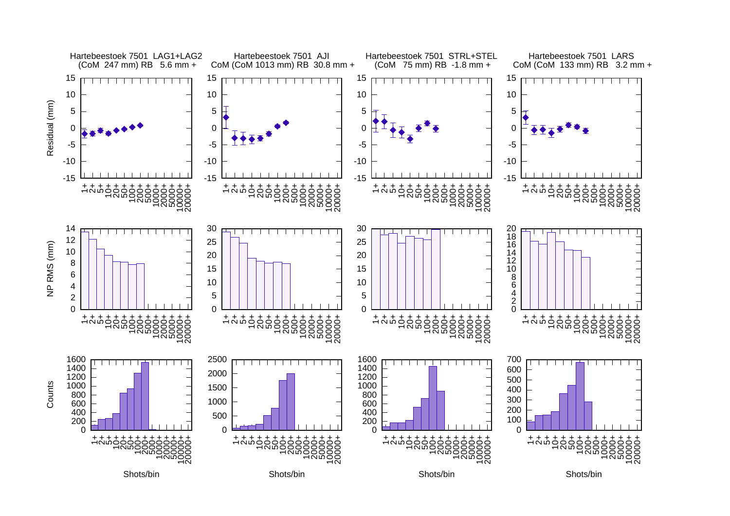Hartebeestoek 7501 LAG1+LAG2
(CoM 247 mm) RB 5.6 mm +

Hartebeestoek 7501 AJI
CoM (CoM 1013 mm) RB 30.8 mm +

Hartebeestoek 7501 STRL+STEL
(CoM 75 mm) RB -1.8 mm +

Hartebeestoek 7501 LARS
CoM (CoM 133 mm) RB 3.2 mm +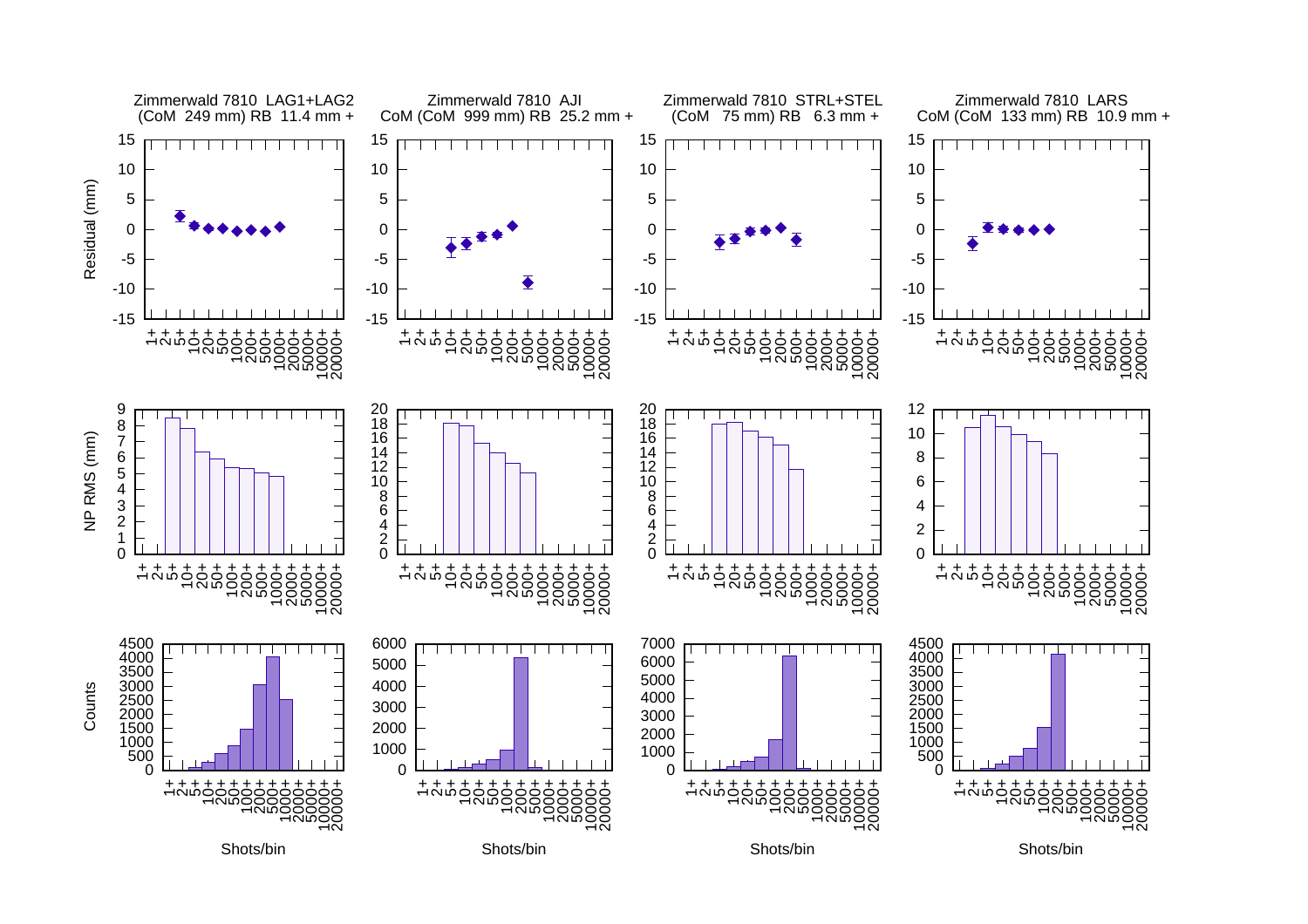Zimmerwald 7810 LAG1+LAG2
(CoM 249 mm) RB 11.4 mm +

Zimmerwald 7810 AJI
CoM (CoM 999 mm) RB 25.2 mm +

Zimmerwald 7810 STRL+STEL
(CoM 75 mm) RB 6.3 mm +

Zimmerwald 7810 LARS
CoM (CoM 133 mm) RB 10.9 mm +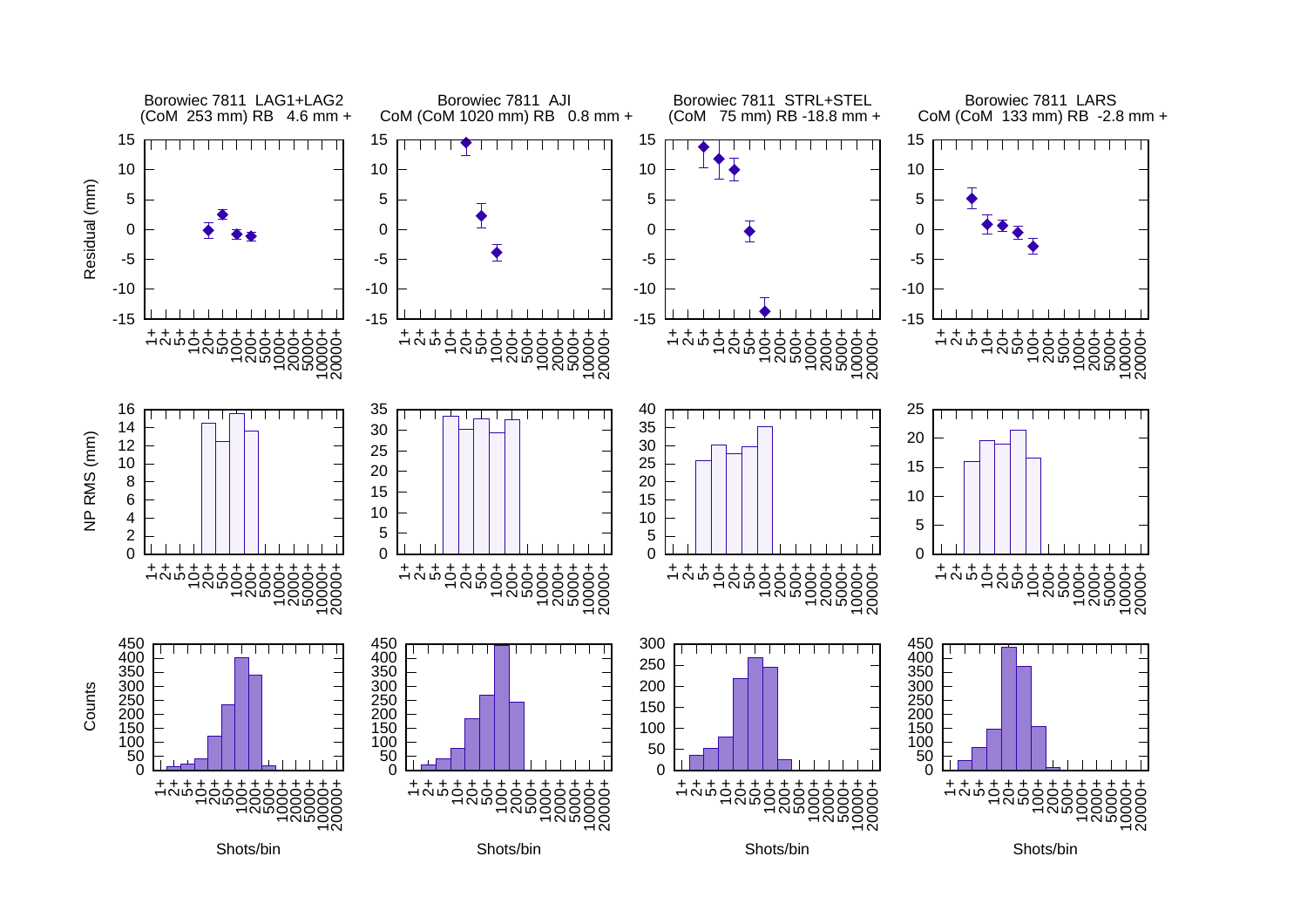Borowiec 7811 LAG1+LAG2
(CoM 253 mm) RB 4.6 mm +

Borowiec 7811 AJI
CoM (CoM 1020 mm) RB 0.8 mm +

Borowiec 7811 STRL+STEL
(CoM 75 mm) RB -18.8 mm +

Borowiec 7811 LARS
CoM (CoM 133 mm) RB -2.8 mm +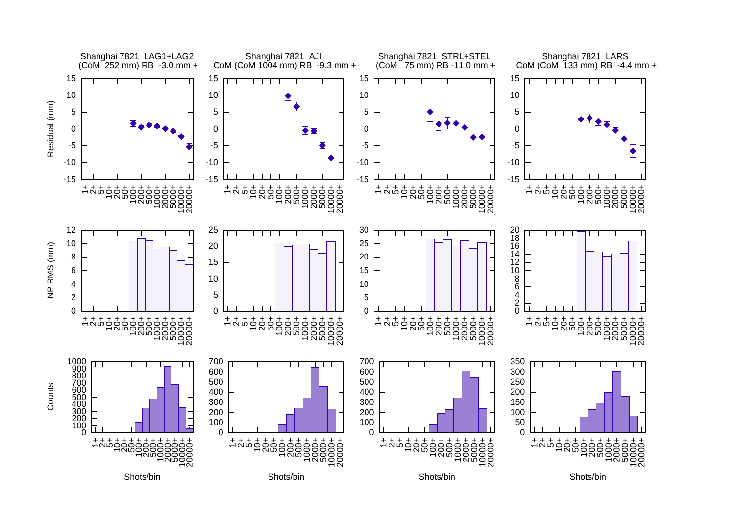Shanghai 7821 LAG1+LAG2
(CoM 252 mm) RB -3.0 mm +

Shanghai 7821 AJI
CoM (CoM 1004 mm) RB -9.3 mm +

Shanghai 7821 STRL+STEL
(CoM 75 mm) RB -11.0 mm +

Shanghai 7821 LARS
CoM (CoM 133 mm) RB -4.4 mm +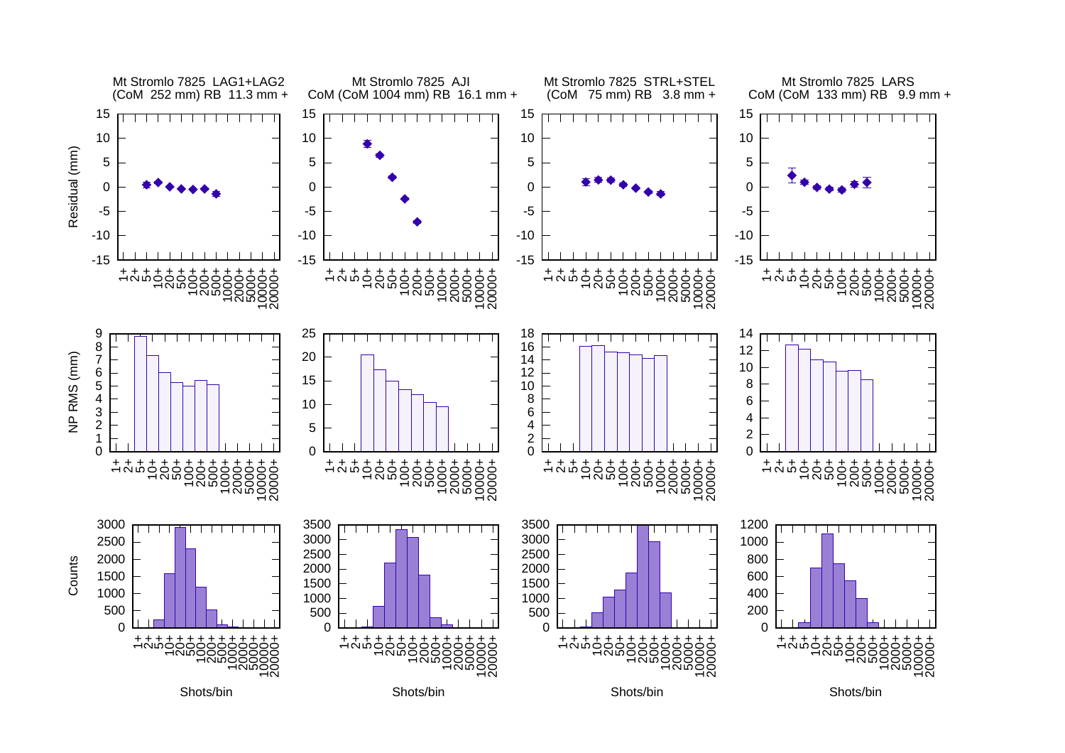Mt Stromlo 7825 LAG1+LAG2
(CoM 252 mm) RB 11.3 mm +

Mt Stromlo 7825 AJI
CoM (CoM 1004 mm) RB 16.1 mm +

Mt Stromlo 7825 STRL+STEL
(CoM 75 mm) RB 3.8 mm +

Mt Stromlo 7825 LARS
CoM (CoM 133 mm) RB 9.9 mm +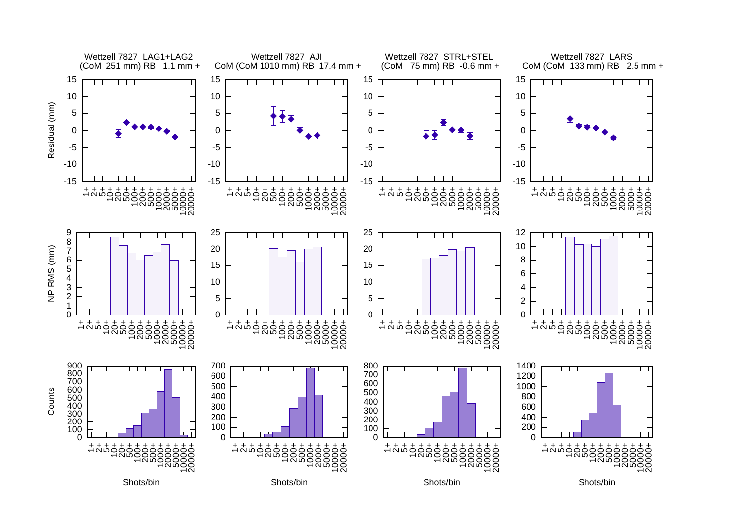Wettzell 7827 LAG1+LAG2
(CoM 251 mm) RB 1.1 mm +

Wettzell 7827 AJI
CoM (CoM 1010 mm) RB 17.4 mm +

Wettzell 7827 STRL+STEL
(CoM 75 mm) RB -0.6 mm +

Wettzell 7827 LARS
CoM (CoM 133 mm) RB 2.5 mm +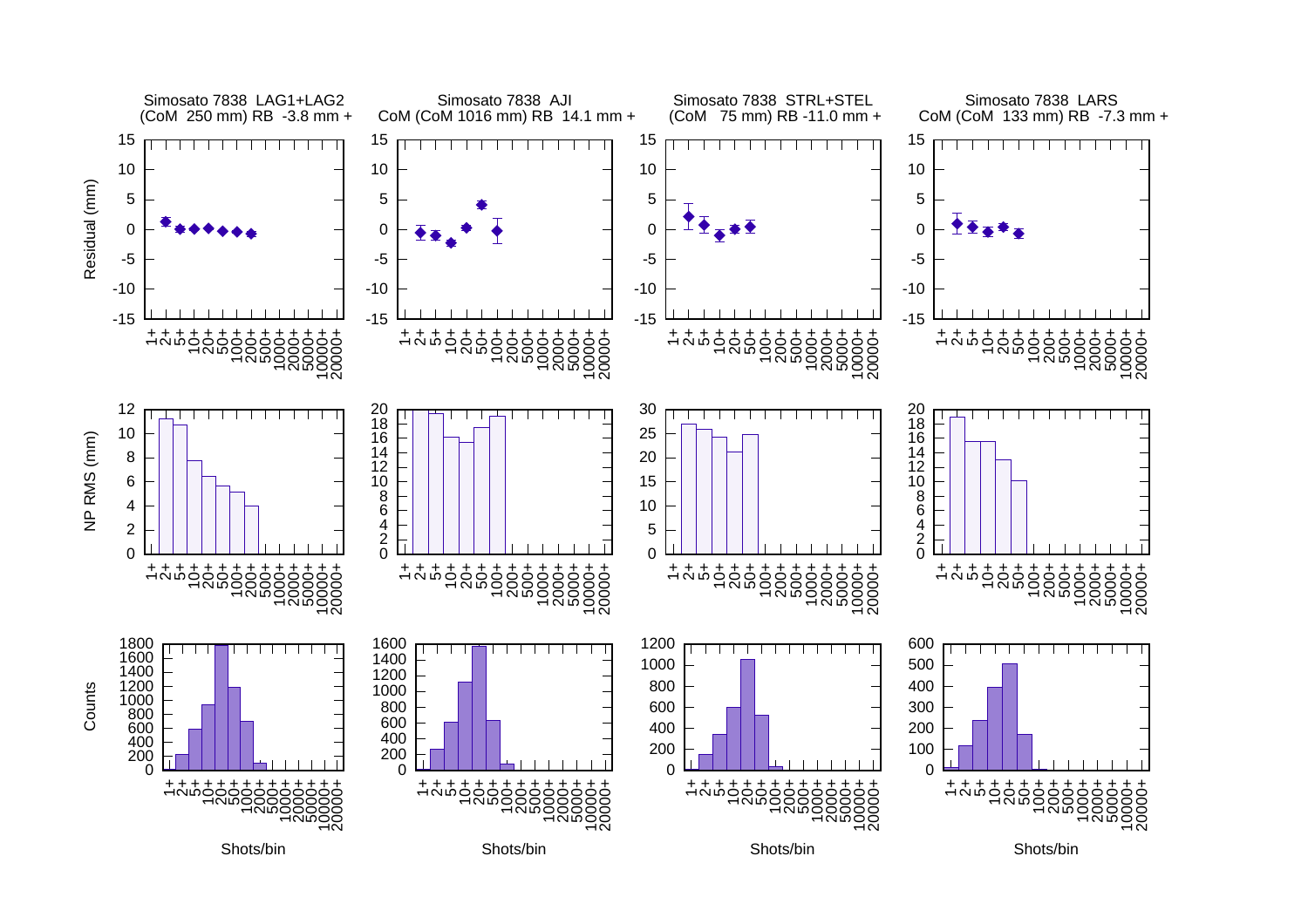Simosato 7838 LAG1+LAG2
(CoM 250 mm) RB -3.8 mm +

Simosato 7838 AJI
CoM (CoM 1016 mm) RB 14.1 mm +

Simosato 7838 STRL+STEL
(CoM 75 mm) RB -11.0 mm +

Simosato 7838 LARS
CoM (CoM 133 mm) RB -7.3 mm +

Residual (mm)

NP RMS (mm)

Counts

Shots/bin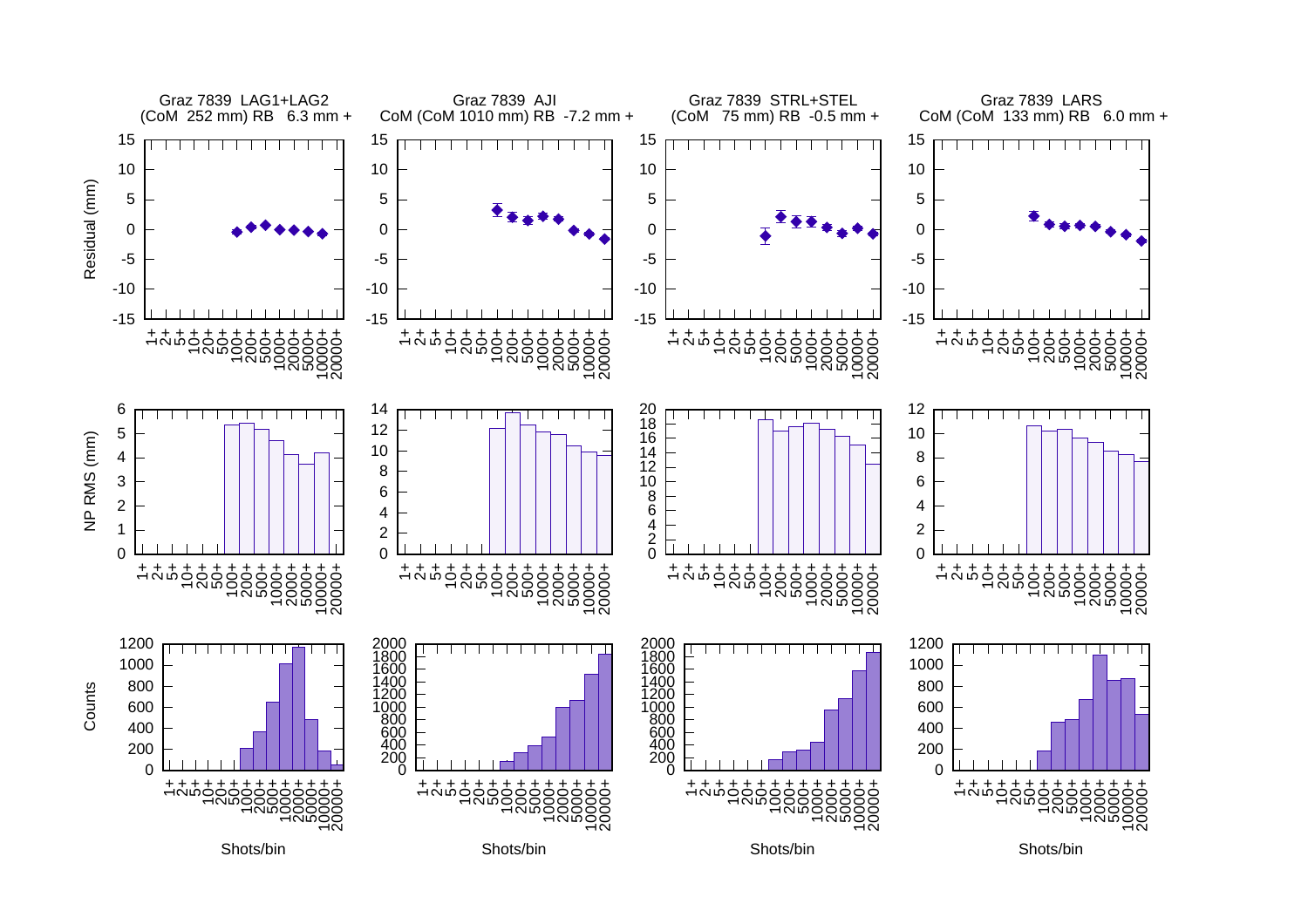Graz 7839 LAG1+LAG2
(CoM 252 mm) RB 6.3 mm +

Graz 7839 AJI
CoM (CoM 1010 mm) RB -7.2 mm +

Graz 7839 STRL+STEL
(CoM 75 mm) RB -0.5 mm +

Graz 7839 LARS
CoM (CoM 133 mm) RB 6.0 mm +

Residual (mm)

NP RMS (mm)

Counts

Shots/bin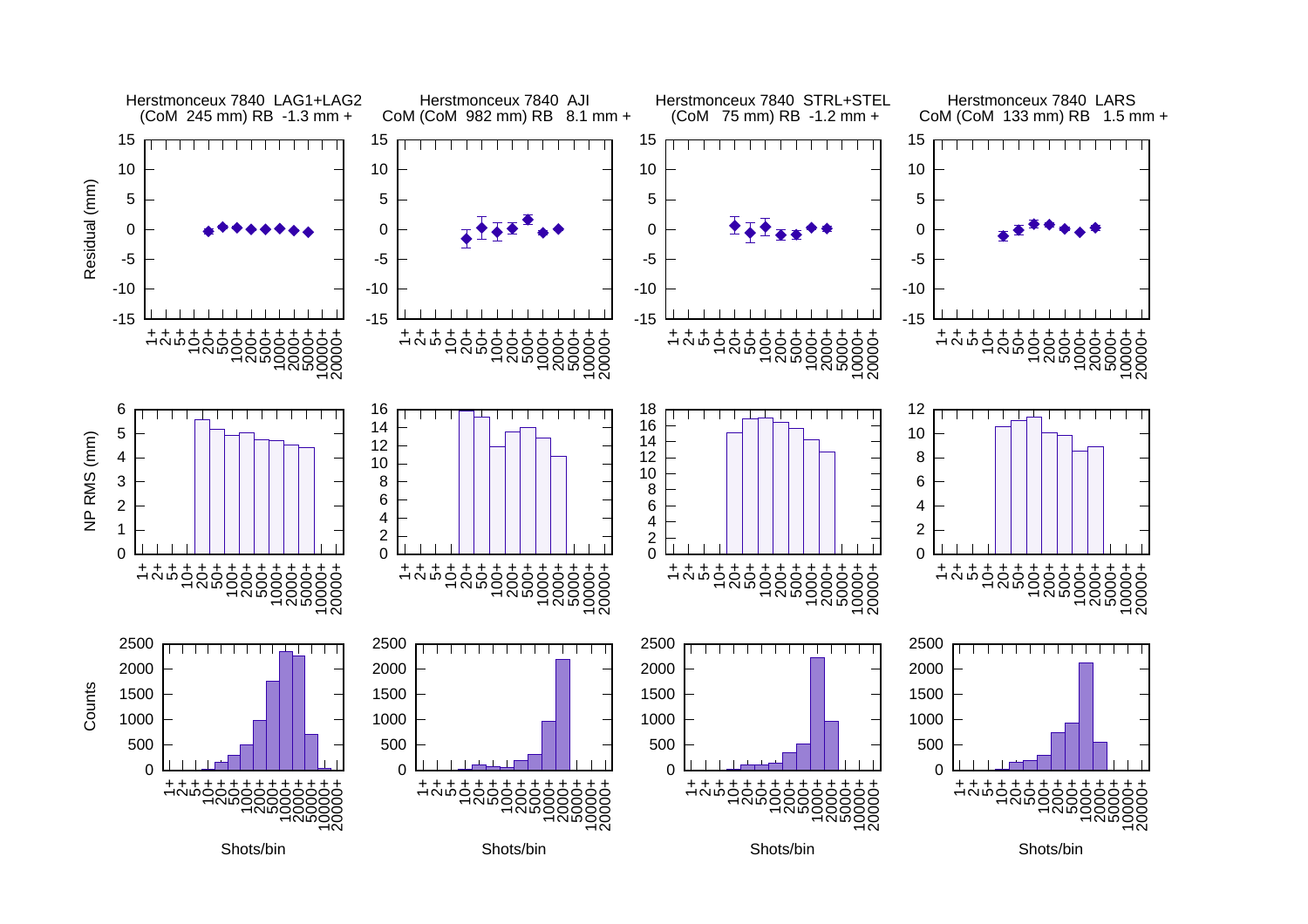Herstmonceux 7840 LAG1+LAG2
(CoM 245 mm) RB -1.3 mm +

Herstmonceux 7840 AJI
CoM (CoM 982 mm) RB 8.1 mm +

Herstmonceux 7840 STRL+STEL
(CoM 75 mm) RB -1.2 mm +

Herstmonceux 7840 LARS
CoM (CoM 133 mm) RB 1.5 mm +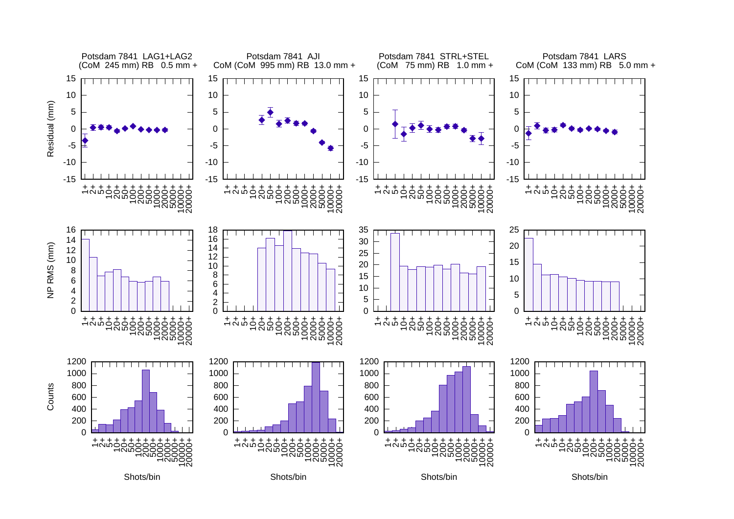Potsdam 7841 LAG1+LAG2
(CoM 245 mm) RB 0.5 mm +

Potsdam 7841 AJI
CoM (CoM 995 mm) RB 13.0 mm +

Potsdam 7841 STRL+STEL
(CoM 75 mm) RB 1.0 mm +

Potsdam 7841 LARS
CoM (CoM 133 mm) RB 5.0 mm +

Residual (mm)

NP RMS (mm)

Counts

Shots/bin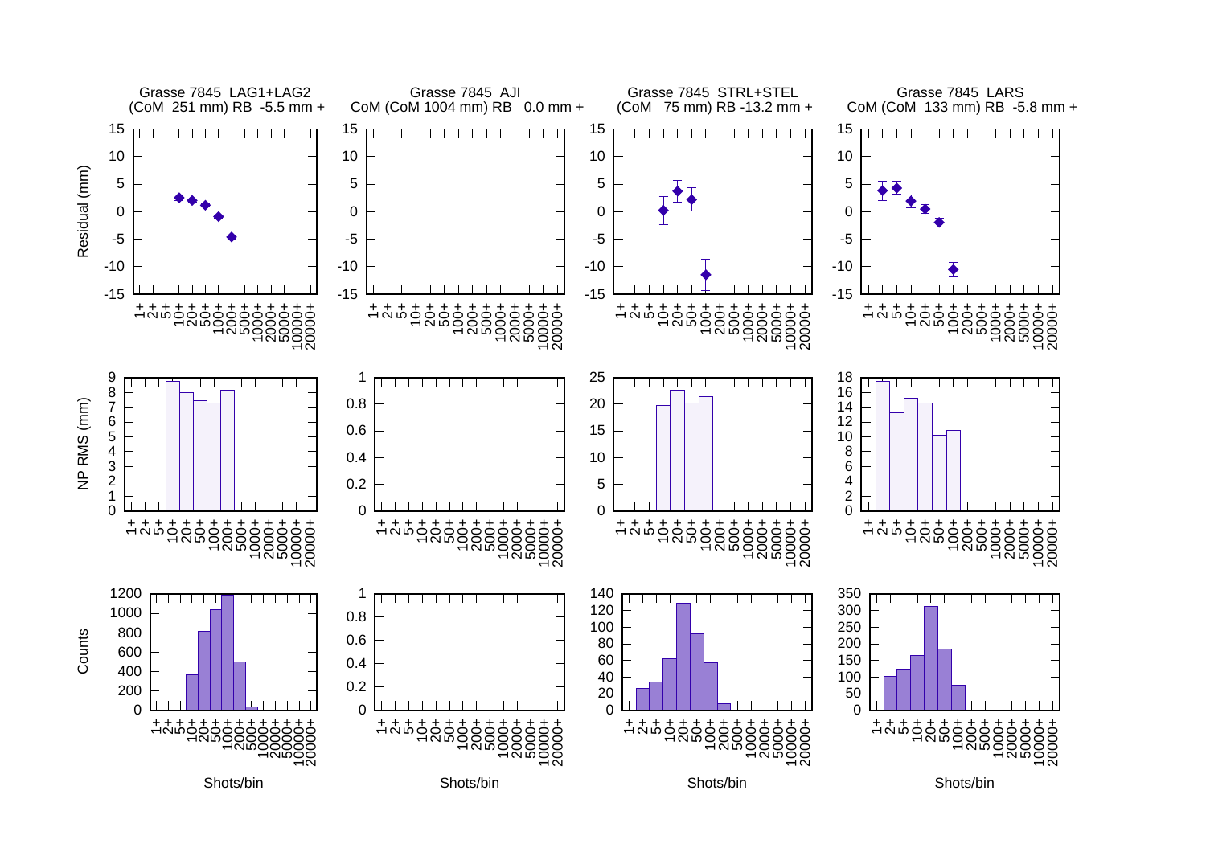Grasse 7845 LAG1+LAG2
(CoM 251 mm) RB -5.5 mm +

Grasse 7845 AJI
CoM (CoM 1004 mm) RB 0.0 mm +

Grasse 7845 STRL+STEL
(CoM 75 mm) RB -13.2 mm +

Grasse 7845 LARS
CoM (CoM 133 mm) RB -5.8 mm +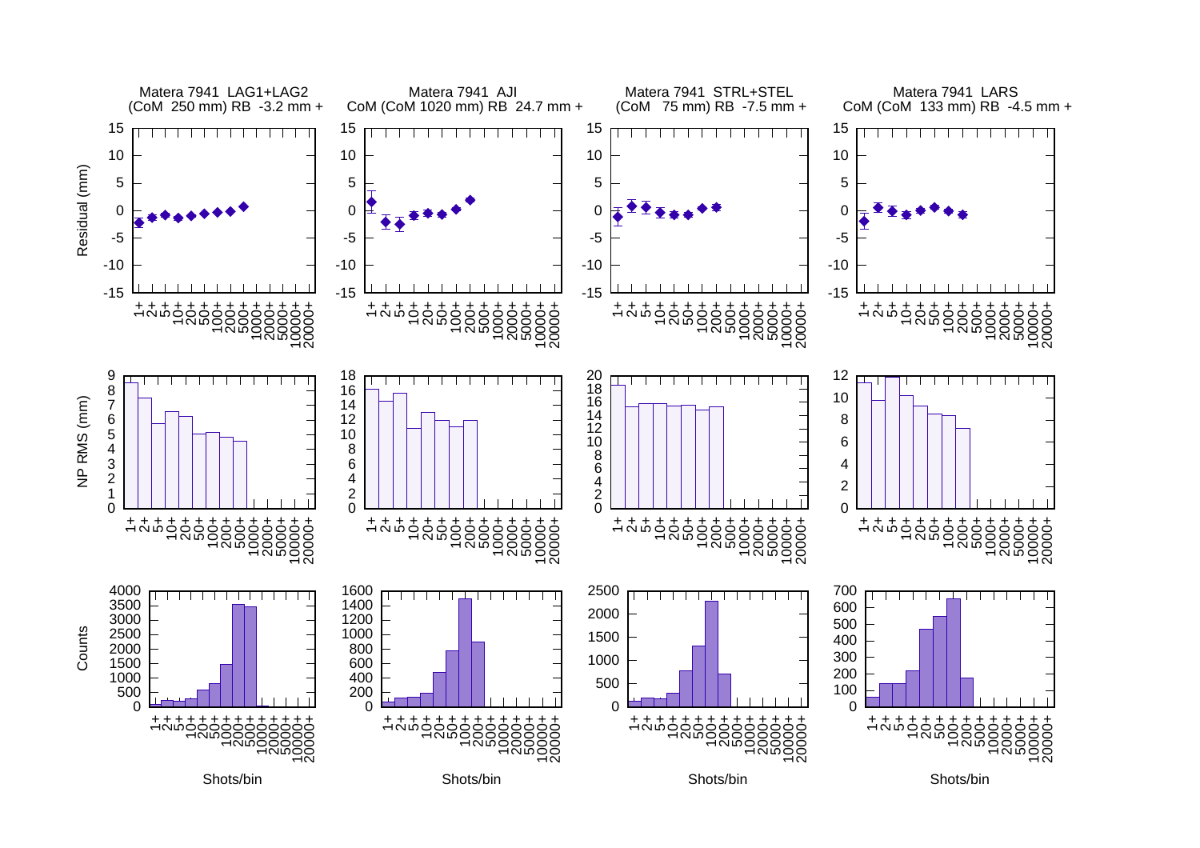Matera 7941 LAG1+LAG2
(CoM 250 mm) RB -3.2 mm +

Matera 7941 AJI
CoM (CoM 1020 mm) RB 24.7 mm +

Matera 7941 STRL+STEL
(CoM 75 mm) RB -7.5 mm +

Matera 7941 LARS
CoM (CoM 133 mm) RB -4.5 mm +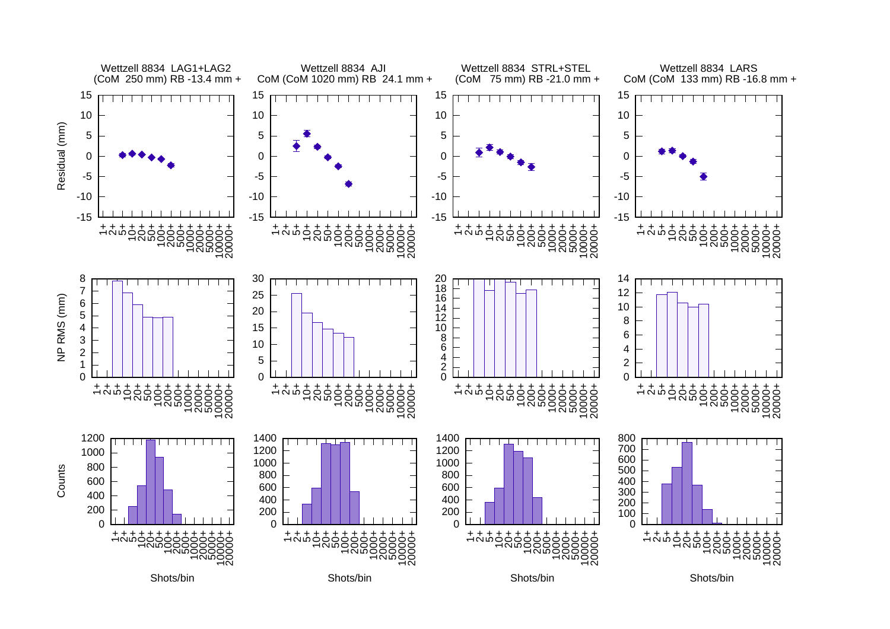Wettzell 8834 LAG1+LAG2
(CoM 250 mm) RB -13.4 mm +

Wettzell 8834 AJI
CoM (CoM 1020 mm) RB 24.1 mm +

Wettzell 8834 STRL+STEL
(CoM 75 mm) RB -21.0 mm +

Wettzell 8834 LARS
CoM (CoM 133 mm) RB -16.8 mm +

Residual (mm)

15
10
5
0
-5
-10
-15

1+ 2+ 5+ 10+ 20+ 50+ 100+ 200+ 500+ 1000+ 2000+ 5000+ 10000+ 20000+

NP RMS (mm)

8 7 6 5 4 3 2 1 0

30 25 20 15 10 5 0

20 18 16 14 12 10 8 6 4 2 0

14 12 10 8 6 4 2 0

1+ 2+ 5+ 10+ 20+ 50+ 100+ 200+ 500+ 1000+ 2000+ 5000+ 10000+ 20000+

Counts

1200 1000 800 600 400 200 0

1400 1200 1000 800 600 400 200 0

1400 1200 1000 800 600 400 200 0

800 700 600 500 400 300 200 100 0

1+ 2+ 5+ 10+ 20+ 50+ 100+ 200+ 500+ 1000+ 2000+ 5000+ 10000+ 20000+

Shots/bin